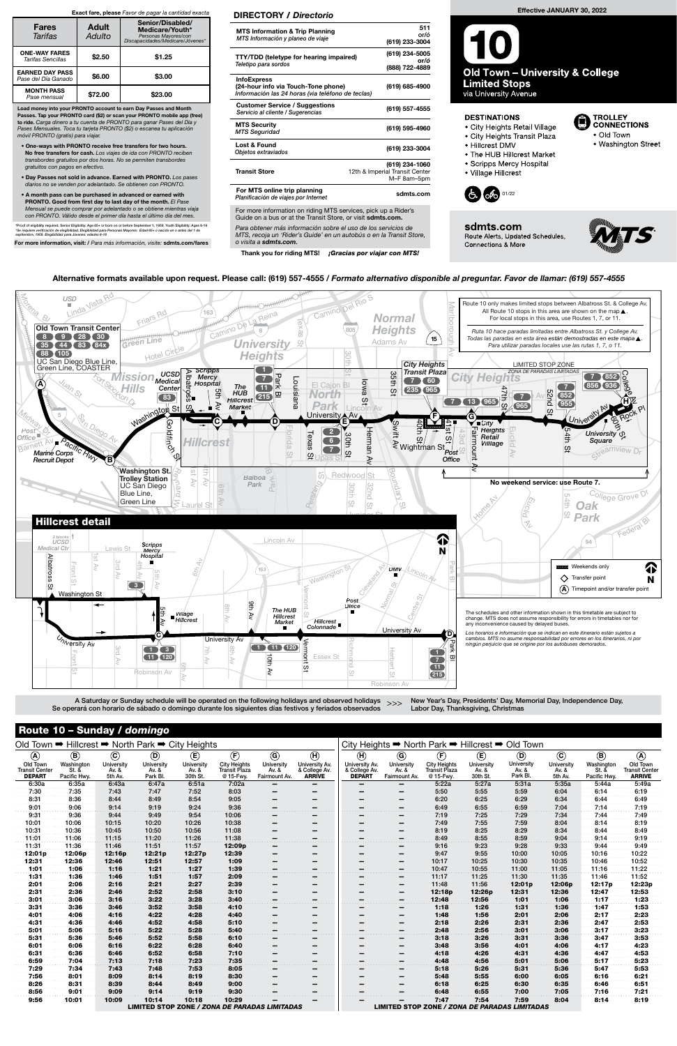**Exact fare, please** *Favor de pagar la cantidad exacta*

| Fares *Tarifas* | Adult *Adulto* | Senior/Disabled/ Medicare/Youth* *Personas Mayores/con Discapacidades/Medicare/Jóvenes** |
|---|---|---|
| ONE-WAY FARES *Tarifas Sencillas* | $2.50 | $1.25 |
| EARNED DAY PASS *Pase del Día Ganado* | $6.00 | $3.00 |
| MONTH PASS *Pase mensual* | $72.00 | $23.00 |

**Load money into your PRONTO account to earn Day Passes and Month Passes. Tap your PRONTO card ($2) or scan your PRONTO mobile app (free) to ride.** *Cargue dinero a tu cuenta de PRONTO para ganar Pases del Día y Pases Mensuales. Toca tu tarjeta PRONTO ($2) o escanea tu aplicación móvil PRONTO (gratis) para viajar.*

- **One-ways with PRONTO receive free transfers for two hours. No free transfers for cash.** *Los viajes de ida con PRONTO reciben transbordes gratuitos por dos horas. No se permiten transbordes gratuitos con pagos en efectivo.*
- **Day Passes not sold in advance. Earned with PRONTO.** *Los pases diarios no se venden por adelantado. Se obtienen con PRONTO.*
- **A month pass can be purchased in advanced or earned with PRONTO. Good from first day to last day of the month.** *El Pase Mensual se puede comprar por adelantado o se obtiene mientras viaja con PRONTO. Válido desde el primer día hasta el último día del mes.*

*Proof of eligibility required. Senior Eligibility: Age 65+ or born on or before September 1, 1959. Youth Eligibility: Ages 6-18
*Se requiere verificación de elegibilidad. Elegibilidad para Personas Mayores: Edad 65+ o nacido en o antes del 1 de septiembre, 1959. Elegibilidad para Jóvenes: edades 6-18

**For more information, visit:** *Para más información, visite:* **sdmts.com/fares**

## DIRECTORY / *Directorio*

| | |
|---|---|
| **MTS Information & Trip Planning** *MTS Información y planeo de viaje* | 511 *or/ó* (619) 233-3004 |
| **TTY/TDD (teletype for hearing impaired)** *Teletipo para sordos* | (619) 234-5005 *or/ó* (888) 722-4889 |
| **InfoExpress (24-hour info via Touch-Tone phone)** *Información las 24 horas (via teléfono de teclas)* | (619) 685-4900 |
| **Customer Service / Suggestions** *Servicio al cliente / Sugerencias* | (619) 557-4555 |
| **MTS Security** *MTS Seguridad* | (619) 595-4960 |
| **Lost & Found** *Objetos extraviados* | (619) 233-3004 |
| **Transit Store** | (619) 234-1060 12th & Imperial Transit Center M–F 8am–5pm |
| **For MTS online trip planning** *Planificación de viajes por Internet* | sdmts.com |

For more information on riding MTS services, pick up a Rider's Guide on a bus or at the Transit Store, or visit **sdmts.com.**

*Para obtener más información sobre el uso de los servicios de MTS, recoja un 'Rider's Guide' en un autobús o en la Transit Store, o visita a* ***sdmts.com.***

**Thank you for riding MTS!** ***¡Gracias por viajar con MTS!***

**Effective JANUARY 30, 2022**

# 10 Old Town – University & College Limited Stops
via University Avenue

**DESTINATIONS**
- City Heights Retail Village
- City Heights Transit Plaza
- Hillcrest DMV
- The HUB Hillcrest Market
- Scripps Mercy Hospital
- Village Hillcrest

**TROLLEY CONNECTIONS**
- Old Town
- Washington Street

01/22

**sdmts.com**
Route Alerts, Updated Schedules, Connections & More

**Alternative formats available upon request. Please call: (619) 557-4555 /** ***Formato alternativo disponible al preguntar. Favor de llamar: (619) 557-4555***

Route 10 only makes limited stops between Albatross St. & College Av. All Route 10 stops in this area are shown on the map ▲. For local stops in this area, use Routes 1, 7, or 11.

*Ruta 10 hace paradas limitadas entre Albatross St. y College Av. Todas las paradas en esta área están demostradas en este mapa ▲. Para utilizar paradas locales use las rutas 1, 7, o 11.*

LIMITED STOP ZONE / *ZONA DE PARADAS LIMITADAS*

No weekend service: use Route 7.

Weekends only
Transfer point
Timepoint and/or transfer point

The schedules and other information shown in this timetable are subject to change. MTS does not assume responsibility for errors in timetables nor for any inconvenience caused by delayed buses.

*Los horarios e información que se indican en este itinerario están sujetos a cambios. MTS no asume responsabilidad por errores en los itinerarios, ni por ningún perjuicio que se origine por los autobuses demorados.*

A Saturday or Sunday schedule will be operated on the following holidays and observed holidays >>> New Year's Day, Presidents' Day, Memorial Day, Independence Day, Labor Day, Thanksgiving, Christmas
*Se operará con horario de sábado o domingo durante los siguientes días festivos y feriados observados*

## Route 10 – Sunday / *domingo*

### Old Town ➡ Hillcrest ➡ North Park ➡ City Heights

| Ⓐ Old Town Transit Center DEPART | Ⓑ Washington St. & Pacific Hwy. | Ⓒ University Av. & 5th Av. | Ⓓ University Av. & Park Bl. | Ⓔ University Av. & 30th St. | Ⓕ City Heights Transit Plaza @ 15-Fwy. | Ⓖ University Av. & Fairmount Av. | Ⓗ University Av. & College Av. ARRIVE |
|---|---|---|---|---|---|---|---|
| 6:30a | 6:35a | 6:43a | 6:47a | 6:51a | 7:02a | – | – |
| 7:30 | 7:35 | 7:43 | 7:47 | 7:52 | 8:03 | – | – |
| 8:31 | 8:36 | 8:44 | 8:49 | 8:54 | 9:05 | – | – |
| 9:01 | 9:06 | 9:14 | 9:19 | 9:24 | 9:36 | – | – |
| 9:31 | 9:36 | 9:44 | 9:49 | 9:54 | 10:06 | – | – |
| 10:01 | 10:06 | 10:15 | 10:20 | 10:26 | 10:38 | – | – |
| 10:31 | 10:36 | 10:45 | 10:50 | 10:56 | 11:08 | – | – |
| 11:01 | 11:06 | 11:15 | 11:20 | 11:26 | 11:38 | – | – |
| 11:31 | 11:36 | 11:46 | 11:51 | 11:57 | 12:09p | – | – |
| 12:01p | 12:06p | 12:16p | 12:21p | 12:27p | 12:39 | – | – |
| 12:31 | 12:36 | 12:46 | 12:51 | 12:57 | 1:09 | – | – |
| 1:01 | 1:06 | 1:16 | 1:21 | 1:27 | 1:39 | – | – |
| 1:31 | 1:36 | 1:46 | 1:51 | 1:57 | 2:09 | – | – |
| 2:01 | 2:06 | 2:16 | 2:21 | 2:27 | 2:39 | – | – |
| 2:31 | 2:36 | 2:46 | 2:52 | 2:58 | 3:10 | – | – |
| 3:01 | 3:06 | 3:16 | 3:22 | 3:28 | 3:40 | – | – |
| 3:31 | 3:36 | 3:46 | 3:52 | 3:58 | 4:10 | – | – |
| 4:01 | 4:06 | 4:16 | 4:22 | 4:28 | 4:40 | – | – |
| 4:31 | 4:36 | 4:46 | 4:52 | 4:58 | 5:10 | – | – |
| 5:01 | 5:06 | 5:16 | 5:22 | 5:28 | 5:40 | – | – |
| 5:31 | 5:36 | 5:46 | 5:52 | 5:58 | 6:10 | – | – |
| 6:01 | 6:06 | 6:16 | 6:22 | 6:28 | 6:40 | – | – |
| 6:31 | 6:36 | 6:46 | 6:52 | 6:58 | 7:10 | – | – |
| 6:59 | 7:04 | 7:13 | 7:18 | 7:23 | 7:35 | – | – |
| 7:29 | 7:34 | 7:43 | 7:48 | 7:53 | 8:05 | – | – |
| 7:56 | 8:01 | 8:09 | 8:14 | 8:19 | 8:30 | – | – |
| 8:26 | 8:31 | 8:39 | 8:44 | 8:49 | 9:00 | – | – |
| 8:56 | 9:01 | 9:09 | 9:14 | 9:19 | 9:30 | – | – |
| 9:56 | 10:01 | 10:09 | 10:14 | 10:18 | 10:29 | – | – |

LIMITED STOP ZONE / *ZONA DE PARADAS LIMITADAS*

### City Heights ➡ North Park ➡ Hillcrest ➡ Old Town

| Ⓗ University Av. & College Av. DEPART | Ⓖ University Av. & Fairmount Av. | Ⓕ City Heights Transit Plaza @ 15-Fwy. | Ⓔ University Av. & 30th St. | Ⓓ University Av. & Park Bl. | Ⓒ University Av. & 5th Av. | Ⓑ Washington St. & Pacific Hwy. | Ⓐ Old Town Transit Center ARRIVE |
|---|---|---|---|---|---|---|---|
| – | – | 5:22a | 5:27a | 5:31a | 5:35a | 5:44a | 5:49a |
| – | – | 5:50 | 5:55 | 5:59 | 6:04 | 6:14 | 6:19 |
| – | – | 6:20 | 6:25 | 6:29 | 6:34 | 6:44 | 6:49 |
| – | – | 6:49 | 6:55 | 6:59 | 7:04 | 7:14 | 7:19 |
| – | – | 7:19 | 7:25 | 7:29 | 7:34 | 7:44 | 7:49 |
| – | – | 7:49 | 7:55 | 7:59 | 8:04 | 8:14 | 8:19 |
| – | – | 8:19 | 8:25 | 8:29 | 8:34 | 8:44 | 8:49 |
| – | – | 8:49 | 8:55 | 8:59 | 9:04 | 9:14 | 9:19 |
| – | – | 9:16 | 9:23 | 9:28 | 9:33 | 9:44 | 9:49 |
| – | – | 9:47 | 9:55 | 10:00 | 10:05 | 10:16 | 10:22 |
| – | – | 10:17 | 10:25 | 10:30 | 10:35 | 10:46 | 10:52 |
| – | – | 10:47 | 10:55 | 11:00 | 11:05 | 11:16 | 11:22 |
| – | – | 11:17 | 11:25 | 11:30 | 11:35 | 11:46 | 11:52 |
| – | – | 11:48 | 11:56 | 12:01p | 12:06p | 12:17p | 12:23p |
| – | – | 12:18p | 12:26p | 12:31 | 12:36 | 12:47 | 12:53 |
| – | – | 12:48 | 12:56 | 1:01 | 1:06 | 1:17 | 1:23 |
| – | – | 1:18 | 1:26 | 1:31 | 1:36 | 1:47 | 1:53 |
| – | – | 1:48 | 1:56 | 2:01 | 2:06 | 2:17 | 2:23 |
| – | – | 2:18 | 2:26 | 2:31 | 2:36 | 2:47 | 2:53 |
| – | – | 2:48 | 2:56 | 3:01 | 3:06 | 3:17 | 3:23 |
| – | – | 3:18 | 3:26 | 3:31 | 3:36 | 3:47 | 3:53 |
| – | – | 3:48 | 3:56 | 4:01 | 4:06 | 4:17 | 4:23 |
| – | – | 4:18 | 4:26 | 4:31 | 4:36 | 4:47 | 4:53 |
| – | – | 4:48 | 4:56 | 5:01 | 5:06 | 5:17 | 5:23 |
| – | – | 5:18 | 5:26 | 5:31 | 5:36 | 5:47 | 5:53 |
| – | – | 5:48 | 5:55 | 6:00 | 6:05 | 6:16 | 6:21 |
| – | – | 6:18 | 6:25 | 6:30 | 6:35 | 6:46 | 6:51 |
| – | – | 6:48 | 6:55 | 7:00 | 7:05 | 7:16 | 7:21 |
| – | – | 7:47 | 7:54 | 7:59 | 8:04 | 8:14 | 8:19 |

LIMITED STOP ZONE / *ZONA DE PARADAS LIMITADAS*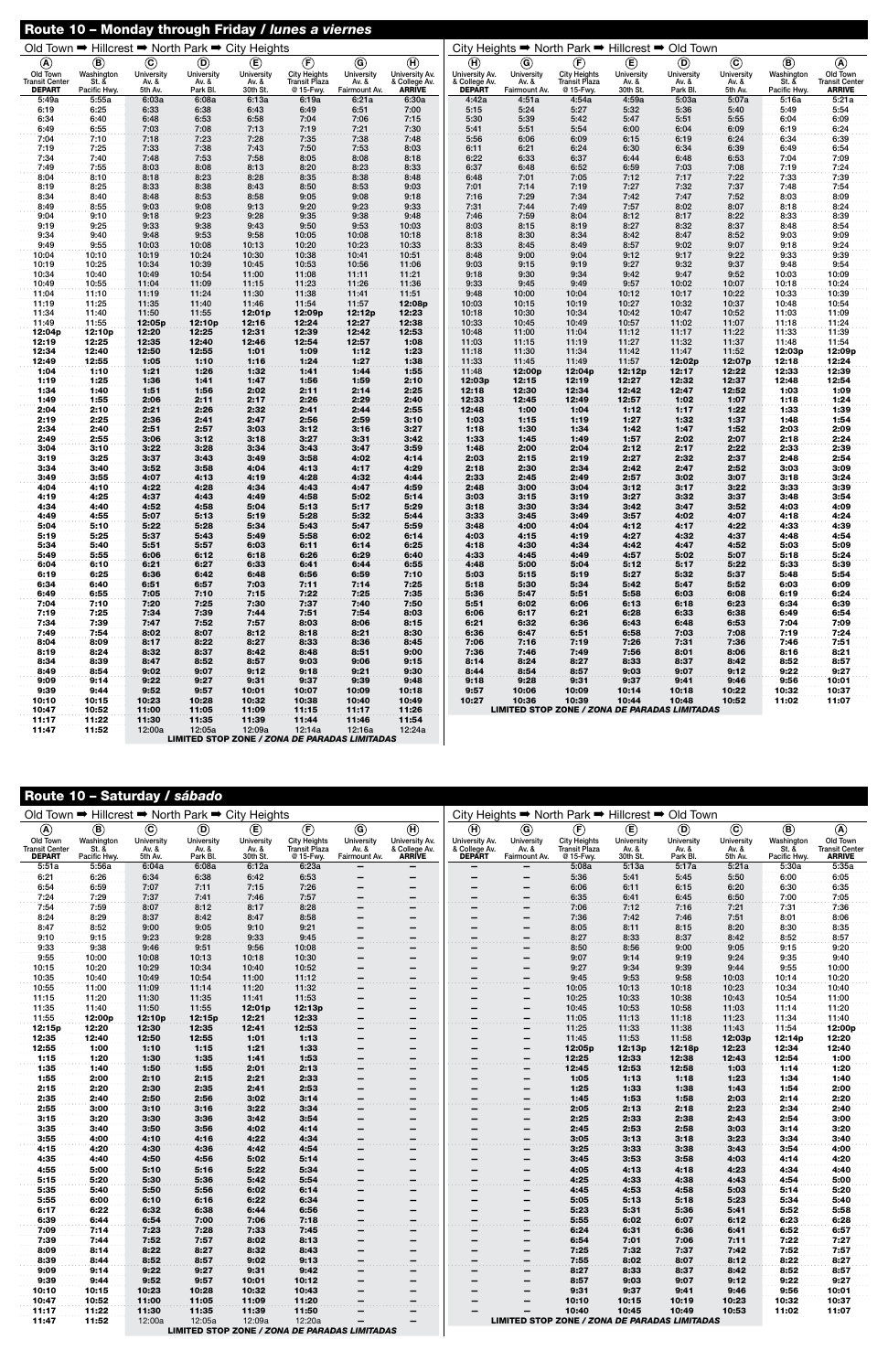## Route 10 – Monday through Friday / *lunes a viernes*

### Old Town ➡ Hillcrest ➡ North Park ➡ City Heights

| Ⓐ Old Town Transit Center DEPART | Ⓑ Washington St. & Pacific Hwy. | Ⓒ University Av. & 5th Av. | Ⓓ University Av. & Park Bl. | Ⓔ University Av. & 30th St. | Ⓕ City Heights Transit Plaza @ 15-Fwy. | Ⓖ University Av. & Fairmount Av. | Ⓗ University Av. & College Av. ARRIVE |
|---|---|---|---|---|---|---|---|
| 5:49a | 5:55a | 6:03a | 6:08a | 6:13a | 6:19a | 6:21a | 6:30a |
| 6:19 | 6:25 | 6:33 | 6:38 | 6:43 | 6:49 | 6:51 | 7:00 |
| 6:34 | 6:40 | 6:48 | 6:53 | 6:58 | 7:04 | 7:06 | 7:15 |
| 6:49 | 6:55 | 7:03 | 7:08 | 7:13 | 7:19 | 7:21 | 7:30 |
| 7:04 | 7:10 | 7:18 | 7:23 | 7:28 | 7:35 | 7:38 | 7:48 |
| 7:19 | 7:25 | 7:33 | 7:38 | 7:43 | 7:50 | 7:53 | 8:03 |
| 7:34 | 7:40 | 7:48 | 7:53 | 7:58 | 8:05 | 8:08 | 8:18 |
| 7:49 | 7:55 | 8:03 | 8:08 | 8:13 | 8:20 | 8:23 | 8:33 |
| 8:04 | 8:10 | 8:18 | 8:23 | 8:28 | 8:35 | 8:38 | 8:48 |
| 8:19 | 8:25 | 8:33 | 8:38 | 8:43 | 8:50 | 8:53 | 9:03 |
| 8:34 | 8:40 | 8:48 | 8:53 | 8:58 | 9:05 | 9:08 | 9:18 |
| 8:49 | 8:55 | 9:03 | 9:08 | 9:13 | 9:20 | 9:23 | 9:33 |
| 9:04 | 9:10 | 9:18 | 9:23 | 9:28 | 9:35 | 9:38 | 9:48 |
| 9:19 | 9:25 | 9:33 | 9:38 | 9:43 | 9:50 | 9:53 | 10:03 |
| 9:34 | 9:40 | 9:48 | 9:53 | 9:58 | 10:05 | 10:08 | 10:18 |
| 9:49 | 9:55 | 10:03 | 10:08 | 10:13 | 10:20 | 10:23 | 10:33 |
| 10:04 | 10:10 | 10:19 | 10:24 | 10:30 | 10:38 | 10:41 | 10:51 |
| 10:19 | 10:25 | 10:34 | 10:39 | 10:45 | 10:53 | 10:56 | 11:06 |
| 10:34 | 10:40 | 10:49 | 10:54 | 11:00 | 11:08 | 11:11 | 11:21 |
| 10:49 | 10:55 | 11:04 | 11:09 | 11:15 | 11:23 | 11:26 | 11:36 |
| 11:04 | 11:10 | 11:19 | 11:24 | 11:30 | 11:38 | 11:41 | 11:51 |
| 11:19 | 11:25 | 11:35 | 11:40 | 11:46 | 11:54 | 11:57 | **12:08p** |
| 11:34 | 11:40 | 11:50 | 11:55 | **12:01p** | **12:09p** | **12:12p** | **12:23** |
| 11:49 | 11:55 | **12:05p** | **12:10p** | **12:16** | **12:24** | **12:27** | **12:38** |
| **12:04p** | **12:10p** | **12:20** | **12:25** | **12:31** | **12:39** | **12:42** | **12:53** |
| **12:19** | **12:25** | **12:35** | **12:40** | **12:46** | **12:54** | **12:57** | **1:08** |
| **12:34** | **12:40** | **12:50** | **12:55** | **1:01** | **1:09** | **1:12** | **1:23** |
| **12:49** | **12:55** | **1:05** | **1:10** | **1:16** | **1:24** | **1:27** | **1:38** |
| **1:04** | **1:10** | **1:21** | **1:26** | **1:32** | **1:41** | **1:44** | **1:55** |
| **1:19** | **1:25** | **1:36** | **1:41** | **1:47** | **1:56** | **1:59** | **2:10** |
| **1:34** | **1:40** | **1:51** | **1:56** | **2:02** | **2:11** | **2:14** | **2:25** |
| **1:49** | **1:55** | **2:06** | **2:11** | **2:17** | **2:26** | **2:29** | **2:40** |
| **2:04** | **2:10** | **2:21** | **2:26** | **2:32** | **2:41** | **2:44** | **2:55** |
| **2:19** | **2:25** | **2:36** | **2:41** | **2:47** | **2:56** | **2:59** | **3:10** |
| **2:34** | **2:40** | **2:51** | **2:57** | **3:03** | **3:12** | **3:16** | **3:27** |
| **2:49** | **2:55** | **3:06** | **3:12** | **3:18** | **3:27** | **3:31** | **3:42** |
| **3:04** | **3:10** | **3:22** | **3:28** | **3:34** | **3:43** | **3:47** | **3:59** |
| **3:19** | **3:25** | **3:37** | **3:43** | **3:49** | **3:58** | **4:02** | **4:14** |
| **3:34** | **3:40** | **3:52** | **3:58** | **4:04** | **4:13** | **4:17** | **4:29** |
| **3:49** | **3:55** | **4:07** | **4:13** | **4:19** | **4:28** | **4:32** | **4:44** |
| **4:04** | **4:10** | **4:22** | **4:28** | **4:34** | **4:43** | **4:47** | **4:59** |
| **4:19** | **4:25** | **4:37** | **4:43** | **4:49** | **4:58** | **5:02** | **5:14** |
| **4:34** | **4:40** | **4:52** | **4:58** | **5:04** | **5:13** | **5:17** | **5:29** |
| **4:49** | **4:55** | **5:07** | **5:13** | **5:19** | **5:28** | **5:32** | **5:44** |
| **5:04** | **5:10** | **5:22** | **5:28** | **5:34** | **5:43** | **5:47** | **5:59** |
| **5:19** | **5:25** | **5:37** | **5:43** | **5:49** | **5:58** | **6:02** | **6:14** |
| **5:34** | **5:40** | **5:51** | **5:57** | **6:03** | **6:11** | **6:14** | **6:25** |
| **5:49** | **5:55** | **6:06** | **6:12** | **6:18** | **6:26** | **6:29** | **6:40** |
| **6:04** | **6:10** | **6:21** | **6:27** | **6:33** | **6:41** | **6:44** | **6:55** |
| **6:19** | **6:25** | **6:36** | **6:42** | **6:48** | **6:56** | **6:59** | **7:10** |
| **6:34** | **6:40** | **6:51** | **6:57** | **7:03** | **7:11** | **7:14** | **7:25** |
| **6:49** | **6:55** | **7:05** | **7:10** | **7:15** | **7:22** | **7:25** | **7:35** |
| **7:04** | **7:10** | **7:20** | **7:25** | **7:30** | **7:37** | **7:40** | **7:50** |
| **7:19** | **7:25** | **7:34** | **7:39** | **7:44** | **7:51** | **7:54** | **8:03** |
| **7:34** | **7:39** | **7:47** | **7:52** | **7:57** | **8:03** | **8:06** | **8:15** |
| **7:49** | **7:54** | **8:02** | **8:07** | **8:12** | **8:18** | **8:21** | **8:30** |
| **8:04** | **8:09** | **8:17** | **8:22** | **8:27** | **8:33** | **8:36** | **8:45** |
| **8:19** | **8:24** | **8:32** | **8:37** | **8:42** | **8:48** | **8:51** | **9:00** |
| **8:34** | **8:39** | **8:47** | **8:52** | **8:57** | **9:03** | **9:06** | **9:15** |
| **8:49** | **8:54** | **9:02** | **9:07** | **9:12** | **9:18** | **9:21** | **9:30** |
| **9:09** | **9:14** | **9:22** | **9:27** | **9:31** | **9:37** | **9:39** | **9:48** |
| **9:39** | **9:44** | **9:52** | **9:57** | **10:01** | **10:07** | **10:09** | **10:18** |
| **10:10** | **10:15** | **10:23** | **10:28** | **10:32** | **10:38** | **10:40** | **10:49** |
| **10:47** | **10:52** | **11:00** | **11:05** | **11:09** | **11:15** | **11:17** | **11:26** |
| **11:17** | **11:22** | **11:30** | **11:35** | **11:39** | **11:44** | **11:46** | **11:54** |
| **11:47** | **11:52** | 12:00a | 12:05a | 12:09a | 12:14a | 12:16a | 12:24a |

LIMITED STOP ZONE / *ZONA DE PARADAS LIMITADAS*

### City Heights ➡ North Park ➡ Hillcrest ➡ Old Town

| Ⓗ University Av. & College Av. DEPART | Ⓖ University Av. & Fairmount Av. | Ⓕ City Heights Transit Plaza @ 15-Fwy. | Ⓔ University Av. & 30th St. | Ⓓ University Av. & Park Bl. | Ⓒ University Av. & 5th Av. | Ⓑ Washington St. & Pacific Hwy. | Ⓐ Old Town Transit Center ARRIVE |
|---|---|---|---|---|---|---|---|
| 4:42a | 4:51a | 4:54a | 4:59a | 5:03a | 5:07a | 5:16a | 5:21a |
| 5:15 | 5:24 | 5:27 | 5:32 | 5:36 | 5:40 | 5:49 | 5:54 |
| 5:30 | 5:39 | 5:42 | 5:47 | 5:51 | 5:55 | 6:04 | 6:09 |
| 5:41 | 5:51 | 5:54 | 6:00 | 6:04 | 6:09 | 6:19 | 6:24 |
| 5:56 | 6:06 | 6:09 | 6:15 | 6:19 | 6:24 | 6:34 | 6:39 |
| 6:11 | 6:21 | 6:24 | 6:30 | 6:34 | 6:39 | 6:49 | 6:54 |
| 6:22 | 6:33 | 6:37 | 6:44 | 6:48 | 6:53 | 7:04 | 7:09 |
| 6:37 | 6:48 | 6:52 | 6:59 | 7:03 | 7:08 | 7:19 | 7:24 |
| 6:48 | 7:01 | 7:05 | 7:12 | 7:17 | 7:22 | 7:33 | 7:39 |
| 7:01 | 7:14 | 7:19 | 7:27 | 7:32 | 7:37 | 7:48 | 7:54 |
| 7:16 | 7:29 | 7:34 | 7:42 | 7:47 | 7:52 | 8:03 | 8:09 |
| 7:31 | 7:44 | 7:49 | 7:57 | 8:02 | 8:07 | 8:18 | 8:24 |
| 7:46 | 7:59 | 8:04 | 8:12 | 8:17 | 8:22 | 8:33 | 8:39 |
| 8:03 | 8:15 | 8:19 | 8:27 | 8:32 | 8:37 | 8:48 | 8:54 |
| 8:18 | 8:30 | 8:34 | 8:42 | 8:47 | 8:52 | 9:03 | 9:09 |
| 8:33 | 8:45 | 8:49 | 8:57 | 9:02 | 9:07 | 9:18 | 9:24 |
| 8:48 | 9:00 | 9:04 | 9:12 | 9:17 | 9:22 | 9:33 | 9:39 |
| 9:03 | 9:15 | 9:19 | 9:27 | 9:32 | 9:37 | 9:48 | 9:54 |
| 9:18 | 9:30 | 9:34 | 9:42 | 9:47 | 9:52 | 10:03 | 10:09 |
| 9:33 | 9:45 | 9:49 | 9:57 | 10:02 | 10:07 | 10:18 | 10:24 |
| 9:48 | 10:00 | 10:04 | 10:12 | 10:17 | 10:22 | 10:33 | 10:39 |
| 10:03 | 10:15 | 10:19 | 10:27 | 10:32 | 10:37 | 10:48 | 10:54 |
| 10:18 | 10:30 | 10:34 | 10:42 | 10:47 | 10:52 | 11:03 | 11:09 |
| 10:33 | 10:45 | 10:49 | 10:57 | 11:02 | 11:07 | 11:18 | 11:24 |
| 10:48 | 11:00 | 11:04 | 11:12 | 11:17 | 11:22 | 11:33 | 11:39 |
| 11:03 | 11:15 | 11:19 | 11:27 | 11:32 | 11:37 | 11:48 | 11:54 |
| 11:18 | 11:30 | 11:34 | 11:42 | 11:47 | 11:52 | **12:03p** | **12:09p** |
| 11:33 | 11:45 | 11:49 | 11:57 | **12:02p** | **12:07p** | **12:18** | **12:24** |
| 11:48 | **12:00p** | **12:04p** | **12:12p** | **12:17** | **12:22** | **12:33** | **12:39** |
| **12:03p** | **12:15** | **12:19** | **12:27** | **12:32** | **12:37** | **12:48** | **12:54** |
| **12:18** | **12:30** | **12:34** | **12:42** | **12:47** | **12:52** | **1:03** | **1:09** |
| **12:33** | **12:45** | **12:49** | **12:57** | **1:02** | **1:07** | **1:18** | **1:24** |
| **12:48** | **1:00** | **1:04** | **1:12** | **1:17** | **1:22** | **1:33** | **1:39** |
| **1:03** | **1:15** | **1:19** | **1:27** | **1:32** | **1:37** | **1:48** | **1:54** |
| **1:18** | **1:30** | **1:34** | **1:42** | **1:47** | **1:52** | **2:03** | **2:09** |
| **1:33** | **1:45** | **1:49** | **1:57** | **2:02** | **2:07** | **2:18** | **2:24** |
| **1:48** | **2:00** | **2:04** | **2:12** | **2:17** | **2:22** | **2:33** | **2:39** |
| **2:03** | **2:15** | **2:19** | **2:27** | **2:32** | **2:37** | **2:48** | **2:54** |
| **2:18** | **2:30** | **2:34** | **2:42** | **2:47** | **2:52** | **3:03** | **3:09** |
| **2:33** | **2:45** | **2:49** | **2:57** | **3:02** | **3:07** | **3:18** | **3:24** |
| **2:48** | **3:00** | **3:04** | **3:12** | **3:17** | **3:22** | **3:33** | **3:39** |
| **3:03** | **3:15** | **3:19** | **3:27** | **3:32** | **3:37** | **3:48** | **3:54** |
| **3:18** | **3:30** | **3:34** | **3:42** | **3:47** | **3:52** | **4:03** | **4:09** |
| **3:33** | **3:45** | **3:49** | **3:57** | **4:02** | **4:07** | **4:18** | **4:24** |
| **3:48** | **4:00** | **4:04** | **4:12** | **4:17** | **4:22** | **4:33** | **4:39** |
| **4:03** | **4:15** | **4:19** | **4:27** | **4:32** | **4:37** | **4:48** | **4:54** |
| **4:18** | **4:30** | **4:34** | **4:42** | **4:47** | **4:52** | **5:03** | **5:09** |
| **4:33** | **4:45** | **4:49** | **4:57** | **5:02** | **5:07** | **5:18** | **5:24** |
| **4:48** | **5:00** | **5:04** | **5:12** | **5:17** | **5:22** | **5:33** | **5:39** |
| **5:03** | **5:15** | **5:19** | **5:27** | **5:32** | **5:37** | **5:48** | **5:54** |
| **5:18** | **5:30** | **5:34** | **5:42** | **5:47** | **5:52** | **6:03** | **6:09** |
| **5:36** | **5:47** | **5:51** | **5:58** | **6:03** | **6:08** | **6:19** | **6:24** |
| **5:51** | **6:02** | **6:06** | **6:13** | **6:18** | **6:23** | **6:34** | **6:39** |
| **6:06** | **6:17** | **6:21** | **6:28** | **6:33** | **6:38** | **6:49** | **6:54** |
| **6:21** | **6:32** | **6:36** | **6:43** | **6:48** | **6:53** | **7:04** | **7:09** |
| **6:36** | **6:47** | **6:51** | **6:58** | **7:03** | **7:08** | **7:19** | **7:24** |
| **7:06** | **7:16** | **7:19** | **7:26** | **7:31** | **7:36** | **7:46** | **7:51** |
| **7:36** | **7:46** | **7:49** | **7:56** | **8:01** | **8:06** | **8:16** | **8:21** |
| **8:14** | **8:24** | **8:27** | **8:33** | **8:37** | **8:42** | **8:52** | **8:57** |
| **8:44** | **8:54** | **8:57** | **9:03** | **9:07** | **9:12** | **9:22** | **9:27** |
| **9:18** | **9:28** | **9:31** | **9:37** | **9:41** | **9:46** | **9:56** | **10:01** |
| **9:57** | **10:06** | **10:09** | **10:14** | **10:18** | **10:22** | **10:32** | **10:37** |
| **10:27** | **10:36** | **10:39** | **10:44** | **10:48** | **10:52** | **11:02** | **11:07** |

LIMITED STOP ZONE / *ZONA DE PARADAS LIMITADAS*

## Route 10 – Saturday / *sábado*

### Old Town ➡ Hillcrest ➡ North Park ➡ City Heights

| Ⓐ Old Town Transit Center DEPART | Ⓑ Washington St. & Pacific Hwy. | Ⓒ University Av. & 5th Av. | Ⓓ University Av. & Park Bl. | Ⓔ University Av. & 30th St. | Ⓕ City Heights Transit Plaza @ 15-Fwy. | Ⓖ University Av. & Fairmount Av. | Ⓗ University Av. & College Av. ARRIVE |
|---|---|---|---|---|---|---|---|
| 5:51a | 5:56a | 6:04a | 6:08a | 6:12a | 6:23a | – | – |
| 6:21 | 6:26 | 6:34 | 6:38 | 6:42 | 6:53 | – | – |
| 6:54 | 6:59 | 7:07 | 7:11 | 7:15 | 7:26 | – | – |
| 7:24 | 7:29 | 7:37 | 7:41 | 7:46 | 7:57 | – | – |
| 7:54 | 7:59 | 8:07 | 8:12 | 8:17 | 8:28 | – | – |
| 8:24 | 8:29 | 8:37 | 8:42 | 8:47 | 8:58 | – | – |
| 8:47 | 8:52 | 9:00 | 9:05 | 9:10 | 9:21 | – | – |
| 9:10 | 9:15 | 9:23 | 9:28 | 9:33 | 9:45 | – | – |
| 9:33 | 9:38 | 9:46 | 9:51 | 9:56 | 10:08 | – | – |
| 9:55 | 10:00 | 10:08 | 10:13 | 10:18 | 10:30 | – | – |
| 10:15 | 10:20 | 10:29 | 10:34 | 10:40 | 10:52 | – | – |
| 10:35 | 10:40 | 10:49 | 10:54 | 11:00 | 11:12 | – | – |
| 10:55 | 11:00 | 11:09 | 11:14 | 11:20 | 11:32 | – | – |
| 11:15 | 11:20 | 11:30 | 11:35 | 11:41 | 11:53 | – | – |
| 11:35 | 11:40 | 11:50 | 11:55 | **12:01p** | **12:13p** | – | – |
| 11:55 | **12:00p** | **12:10p** | **12:15p** | **12:21** | **12:33** | – | – |
| **12:15p** | **12:20** | **12:30** | **12:35** | **12:41** | **12:53** | – | – |
| **12:35** | **12:40** | **12:50** | **12:55** | **1:01** | **1:13** | – | – |
| **12:55** | **1:00** | **1:10** | **1:15** | **1:21** | **1:33** | – | – |
| **1:15** | **1:20** | **1:30** | **1:35** | **1:41** | **1:53** | – | – |
| **1:35** | **1:40** | **1:50** | **1:55** | **2:01** | **2:13** | – | – |
| **1:55** | **2:00** | **2:10** | **2:15** | **2:21** | **2:33** | – | – |
| **2:15** | **2:20** | **2:30** | **2:35** | **2:41** | **2:53** | – | – |
| **2:35** | **2:40** | **2:50** | **2:56** | **3:02** | **3:14** | – | – |
| **2:55** | **3:00** | **3:10** | **3:16** | **3:22** | **3:34** | – | – |
| **3:15** | **3:20** | **3:30** | **3:36** | **3:42** | **3:54** | – | – |
| **3:35** | **3:40** | **3:50** | **3:56** | **4:02** | **4:14** | – | – |
| **3:55** | **4:00** | **4:10** | **4:16** | **4:22** | **4:34** | – | – |
| **4:15** | **4:20** | **4:30** | **4:36** | **4:42** | **4:54** | – | – |
| **4:35** | **4:40** | **4:50** | **4:56** | **5:02** | **5:14** | – | – |
| **4:55** | **5:00** | **5:10** | **5:16** | **5:22** | **5:34** | – | – |
| **5:15** | **5:20** | **5:30** | **5:36** | **5:42** | **5:54** | – | – |
| **5:35** | **5:40** | **5:50** | **5:56** | **6:02** | **6:14** | – | – |
| **5:55** | **6:00** | **6:10** | **6:16** | **6:22** | **6:34** | – | – |
| **6:17** | **6:22** | **6:32** | **6:38** | **6:44** | **6:56** | – | – |
| **6:39** | **6:44** | **6:54** | **7:00** | **7:06** | **7:18** | – | – |
| **7:09** | **7:14** | **7:23** | **7:28** | **7:33** | **7:45** | – | – |
| **7:39** | **7:44** | **7:52** | **7:57** | **8:02** | **8:13** | – | – |
| **8:09** | **8:14** | **8:22** | **8:27** | **8:32** | **8:43** | – | – |
| **8:39** | **8:44** | **8:52** | **8:57** | **9:02** | **9:13** | – | – |
| **9:09** | **9:14** | **9:22** | **9:27** | **9:31** | **9:42** | – | – |
| **9:39** | **9:44** | **9:52** | **9:57** | **10:01** | **10:12** | – | – |
| **10:10** | **10:15** | **10:23** | **10:28** | **10:32** | **10:43** | – | – |
| **10:47** | **10:52** | **11:00** | **11:05** | **11:09** | **11:20** | – | – |
| **11:17** | **11:22** | **11:30** | **11:35** | **11:39** | **11:50** | – | – |
| **11:47** | **11:52** | 12:00a | 12:05a | 12:09a | 12:20a | – | – |

LIMITED STOP ZONE / *ZONA DE PARADAS LIMITADAS*

### City Heights ➡ North Park ➡ Hillcrest ➡ Old Town

| Ⓗ University Av. & College Av. DEPART | Ⓖ University Av. & Fairmount Av. | Ⓕ City Heights Transit Plaza @ 15-Fwy. | Ⓔ University Av. & 30th St. | Ⓓ University Av. & Park Bl. | Ⓒ University Av. & 5th Av. | Ⓑ Washington St. & Pacific Hwy. | Ⓐ Old Town Transit Center ARRIVE |
|---|---|---|---|---|---|---|---|
| – | – | 5:08a | 5:13a | 5:17a | 5:21a | 5:30a | 5:35a |
| – | – | 5:36 | 5:41 | 5:45 | 5:50 | 6:00 | 6:05 |
| – | – | 6:06 | 6:11 | 6:15 | 6:20 | 6:30 | 6:35 |
| – | – | 6:35 | 6:41 | 6:45 | 6:50 | 7:00 | 7:05 |
| – | – | 7:06 | 7:12 | 7:16 | 7:21 | 7:31 | 7:36 |
| – | – | 7:36 | 7:42 | 7:46 | 7:51 | 8:01 | 8:06 |
| – | – | 8:05 | 8:11 | 8:15 | 8:20 | 8:30 | 8:35 |
| – | – | 8:27 | 8:33 | 8:37 | 8:42 | 8:52 | 8:57 |
| – | – | 8:50 | 8:56 | 9:00 | 9:05 | 9:15 | 9:20 |
| – | – | 9:07 | 9:14 | 9:19 | 9:24 | 9:35 | 9:40 |
| – | – | 9:27 | 9:34 | 9:39 | 9:44 | 9:55 | 10:00 |
| – | – | 9:45 | 9:53 | 9:58 | 10:03 | 10:14 | 10:20 |
| – | – | 10:05 | 10:13 | 10:18 | 10:23 | 10:34 | 10:40 |
| – | – | 10:25 | 10:33 | 10:38 | 10:43 | 10:54 | 11:00 |
| – | – | 10:45 | 10:53 | 10:58 | 11:03 | 11:14 | 11:20 |
| – | – | 11:05 | 11:13 | 11:18 | 11:23 | 11:34 | 11:40 |
| – | – | 11:25 | 11:33 | 11:38 | 11:43 | 11:54 | **12:00p** |
| – | – | 11:45 | 11:53 | 11:58 | **12:03p** | **12:14p** | **12:20** |
| – | – | **12:05p** | **12:13p** | **12:18p** | **12:23** | **12:34** | **12:40** |
| – | – | **12:25** | **12:33** | **12:38** | **12:43** | **12:54** | **1:00** |
| – | – | **12:45** | **12:53** | **12:58** | **1:03** | **1:14** | **1:20** |
| – | – | **1:05** | **1:13** | **1:18** | **1:23** | **1:34** | **1:40** |
| – | – | **1:25** | **1:33** | **1:38** | **1:43** | **1:54** | **2:00** |
| – | – | **1:45** | **1:53** | **1:58** | **2:03** | **2:14** | **2:20** |
| – | – | **2:05** | **2:13** | **2:18** | **2:23** | **2:34** | **2:40** |
| – | – | **2:25** | **2:33** | **2:38** | **2:43** | **2:54** | **3:00** |
| – | – | **2:45** | **2:53** | **2:58** | **3:03** | **3:14** | **3:20** |
| – | – | **3:05** | **3:13** | **3:18** | **3:23** | **3:34** | **3:40** |
| – | – | **3:25** | **3:33** | **3:38** | **3:43** | **3:54** | **4:00** |
| – | – | **3:45** | **3:53** | **3:58** | **4:03** | **4:14** | **4:20** |
| – | – | **4:05** | **4:13** | **4:18** | **4:23** | **4:34** | **4:40** |
| – | – | **4:25** | **4:33** | **4:38** | **4:43** | **4:54** | **5:00** |
| – | – | **4:45** | **4:53** | **4:58** | **5:03** | **5:14** | **5:20** |
| – | – | **5:05** | **5:13** | **5:18** | **5:23** | **5:34** | **5:40** |
| – | – | **5:23** | **5:31** | **5:36** | **5:41** | **5:52** | **5:58** |
| – | – | **5:55** | **6:02** | **6:07** | **6:12** | **6:23** | **6:28** |
| – | – | **6:24** | **6:31** | **6:36** | **6:41** | **6:52** | **6:57** |
| – | – | **6:54** | **7:01** | **7:06** | **7:11** | **7:22** | **7:27** |
| – | – | **7:25** | **7:32** | **7:37** | **7:42** | **7:52** | **7:57** |
| – | – | **7:55** | **8:02** | **8:07** | **8:12** | **8:22** | **8:27** |
| – | – | **8:27** | **8:33** | **8:37** | **8:42** | **8:52** | **8:57** |
| – | – | **8:57** | **9:03** | **9:07** | **9:12** | **9:22** | **9:27** |
| – | – | **9:31** | **9:37** | **9:41** | **9:46** | **9:56** | **10:01** |
| – | – | **10:10** | **10:15** | **10:19** | **10:23** | **10:32** | **10:37** |
| – | – | **10:40** | **10:45** | **10:49** | **10:53** | **11:02** | **11:07** |

LIMITED STOP ZONE / *ZONA DE PARADAS LIMITADAS*